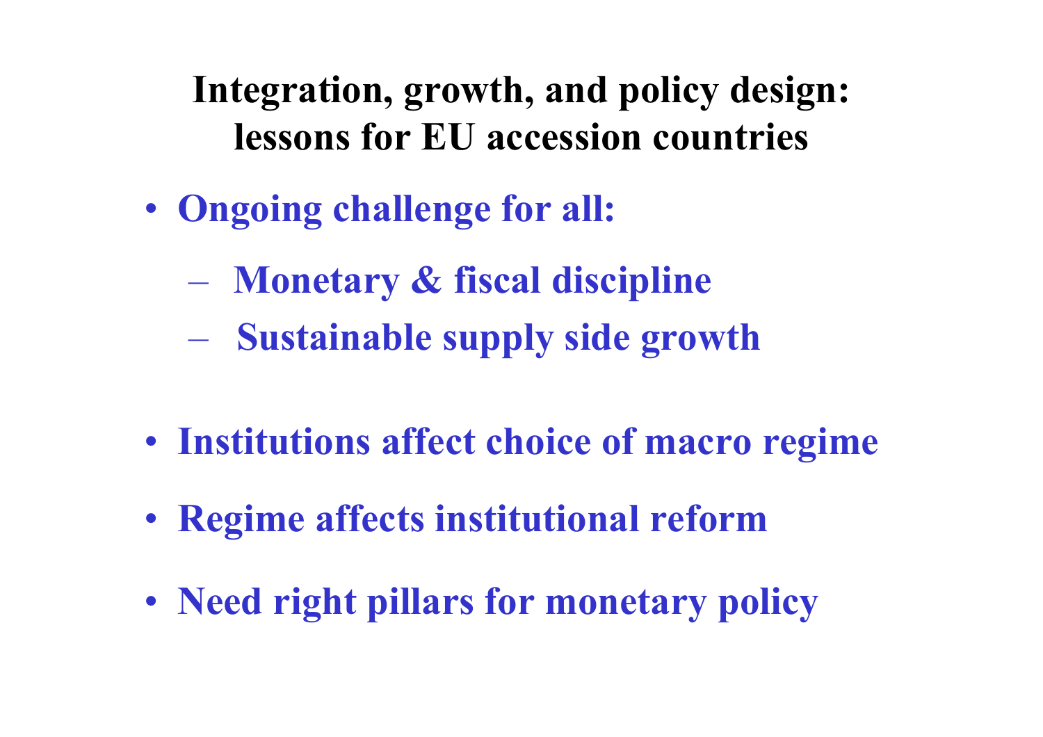# Integration, growth, and policy design: lessons for EU accession countries

- **Ongoing challenge for all:**
  - **Monetary & fiscal discipline**
  - **Sustainable supply side growth**
- **Institutions affect choice of macro regime**
- **Regime affects institutional reform**
- **Need right pillars for monetary policy**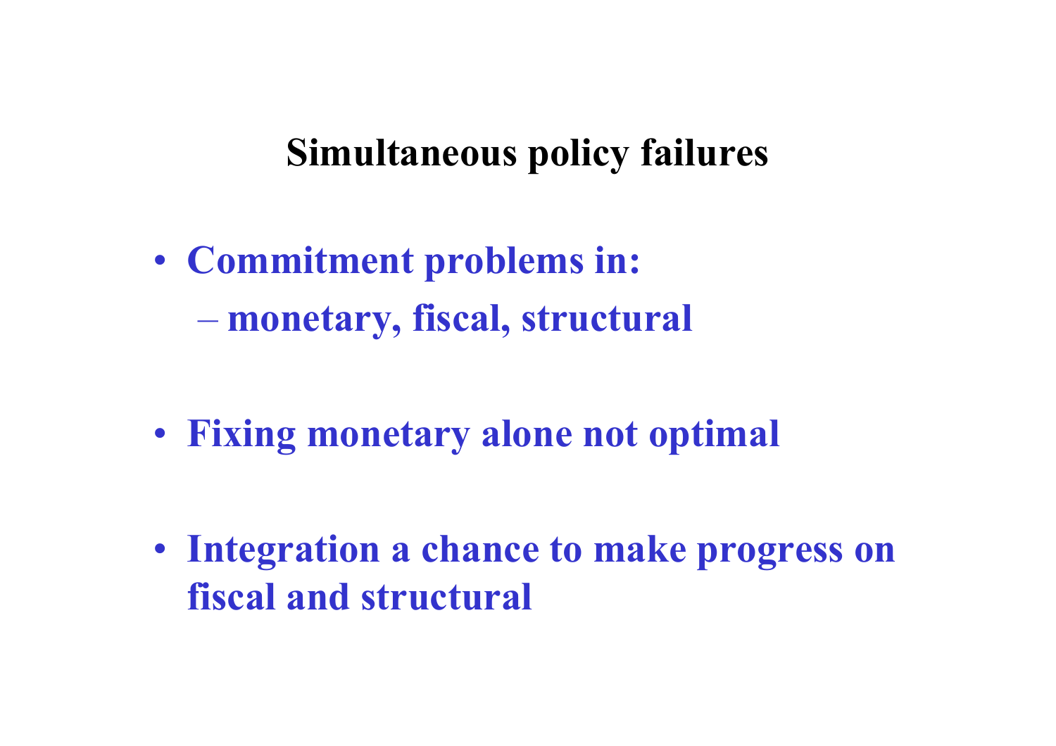## Simultaneous policy failures

- **Commitment problems in:**
  - **monetary, fiscal, structural**
- **Fixing monetary alone not optimal**
- **Integration a chance to make progress on fiscal and structural**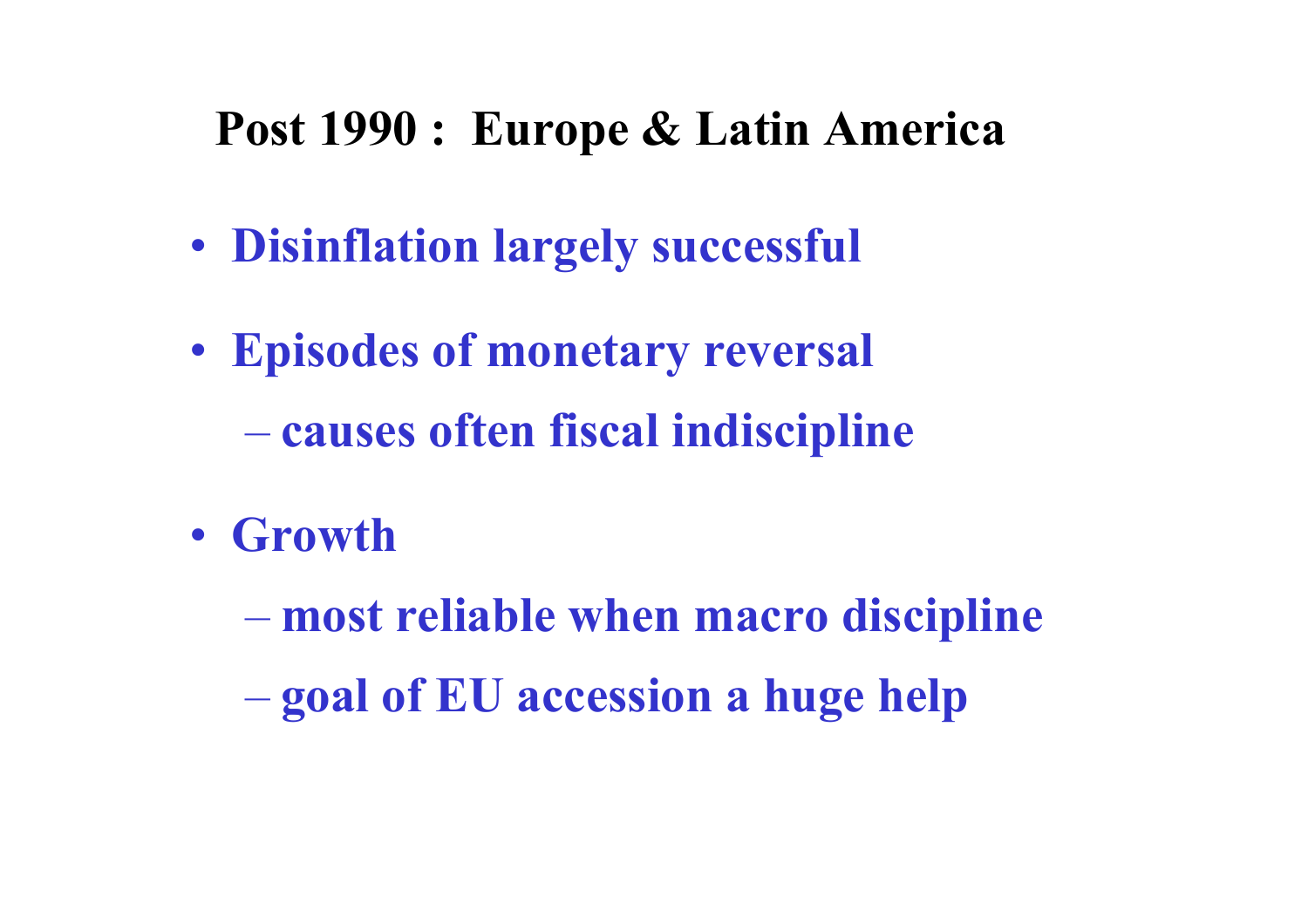## Post 1990 : Europe & Latin America

- **Disinflation largely successful**
- **Episodes of monetary reversal**
  - **causes often fiscal indiscipline**
- **Growth**
  - **most reliable when macro discipline**
  - **goal of EU accession a huge help**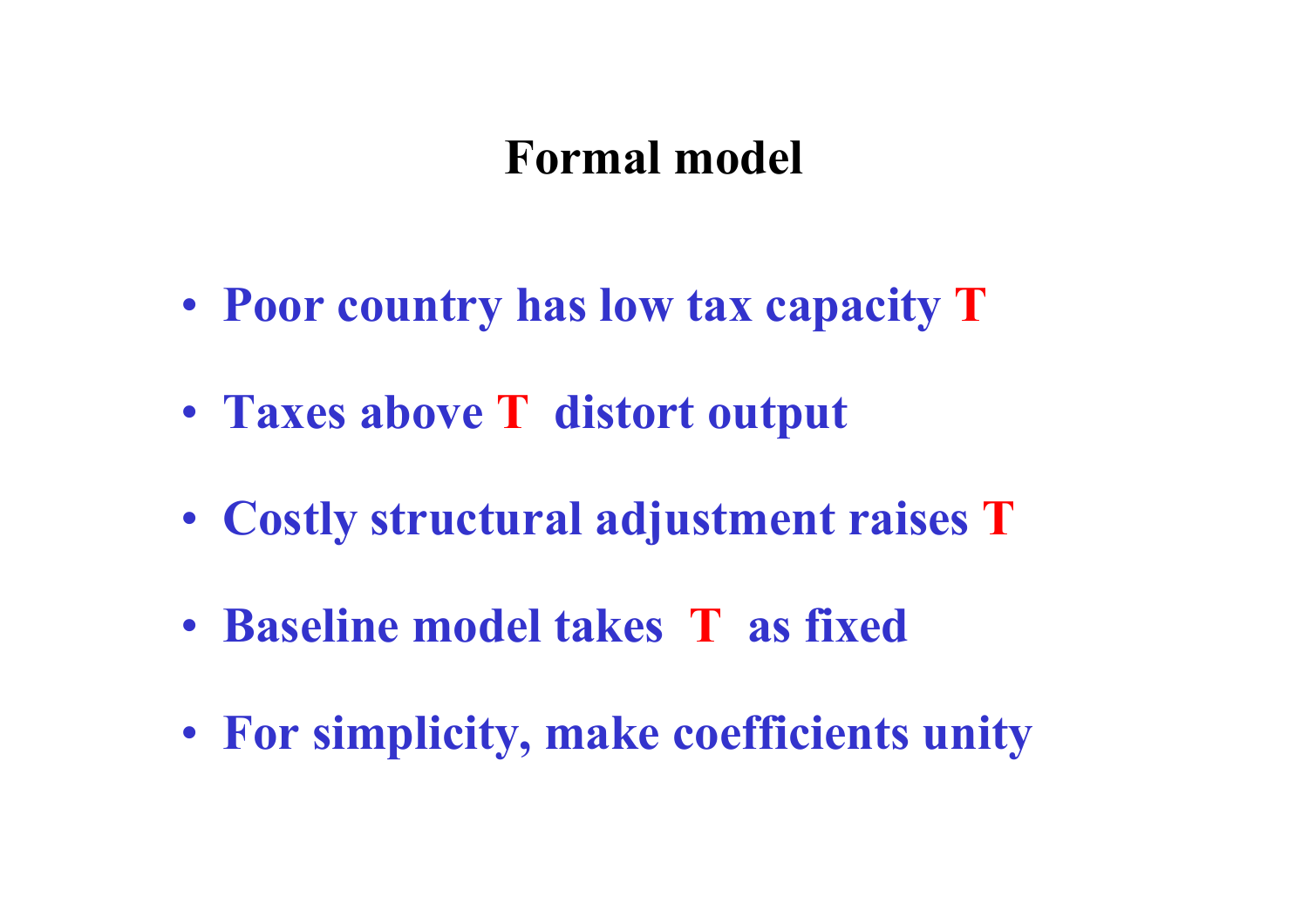# Formal model

- Poor country has low tax capacity $T$
- Taxes above $T$ distort output
- Costly structural adjustment raises $T$
- Baseline model takes $T$ as fixed
- For simplicity, make coefficients unity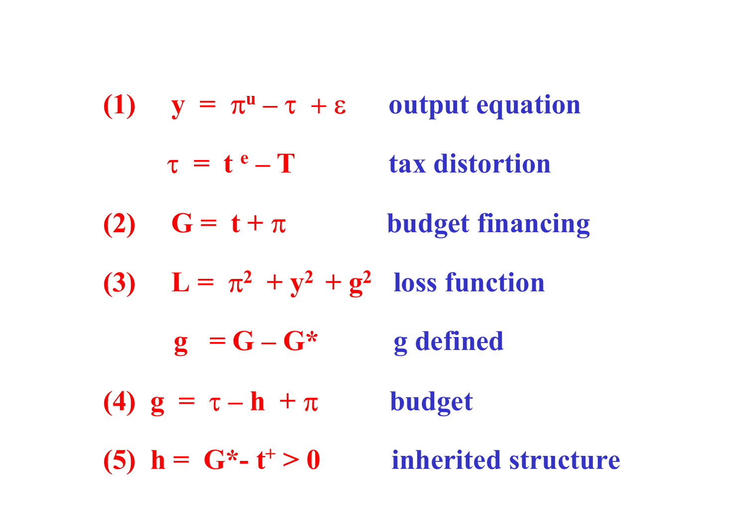(1) $y = \pi^u - \tau + \varepsilon$ **output equation**

$\tau = t^e - T$ **tax distortion**

(2) $G = t + \pi$ **budget financing**

(3) $L = \pi^2 + y^2 + g^2$ **loss function**

$g = G - G^*$ **g defined**

(4) $g = \tau - h + \pi$ **budget**

(5) $h = G^* - t^+ > 0$ **inherited structure**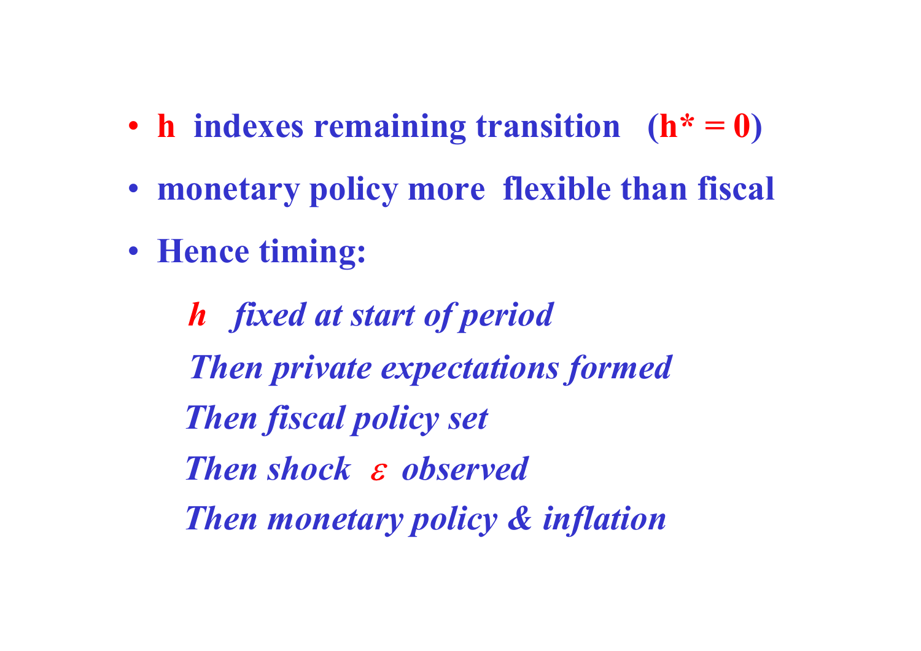- **$h$ indexes remaining transition ($h^* = 0$)**
- **monetary policy more flexible than fiscal**
- **Hence timing:**

  ***$h$ fixed at start of period***

  ***Then private expectations formed***

  ***Then fiscal policy set***

  ***Then shock $\varepsilon$ observed***

  ***Then monetary policy & inflation***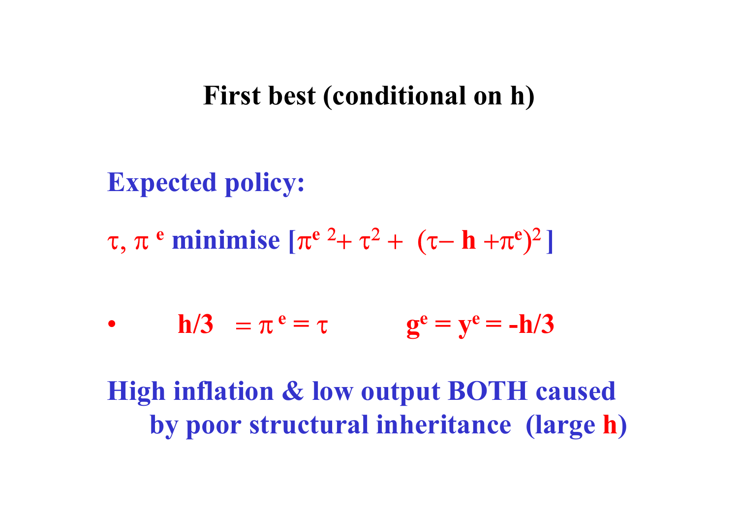# First best (conditional on h)

**Expected policy:**

**$\tau, \pi^e$ minimise $[\pi^{e\,2} + \tau^2 + (\tau - h + \pi^e)^2]$**

- **$h/3 = \pi^e = \tau$  $g^e = y^e = -h/3$**

**High inflation & low output BOTH caused by poor structural inheritance (large h)**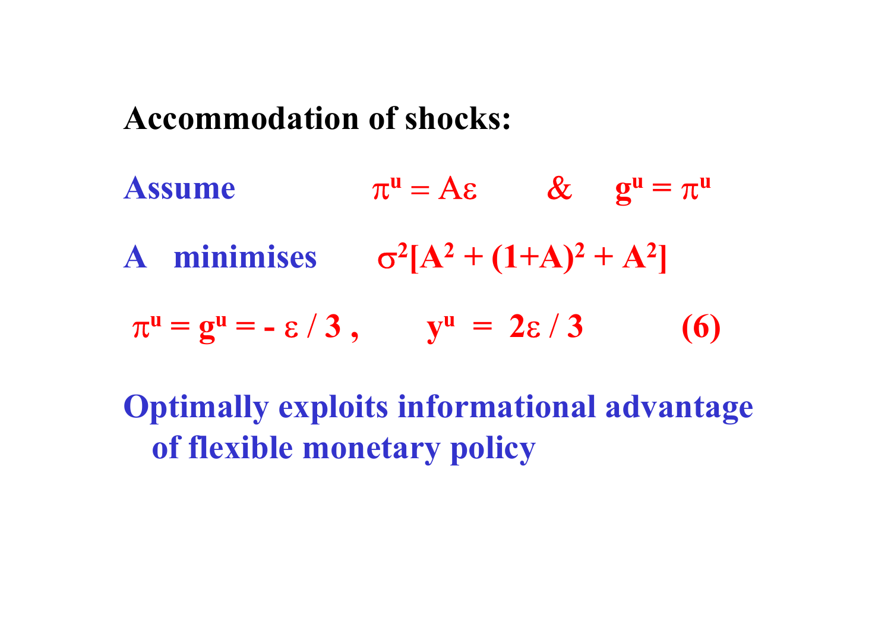**Accommodation of shocks:**

Assume $\pi^u = A\varepsilon$ & $g^u = \pi^u$

A minimises $\sigma^2[A^2 + (1+A)^2 + A^2]$

$$\pi^u = g^u = -\varepsilon / 3, \qquad y^u = 2\varepsilon / 3 \qquad (6)$$

Optimally exploits informational advantage of flexible monetary policy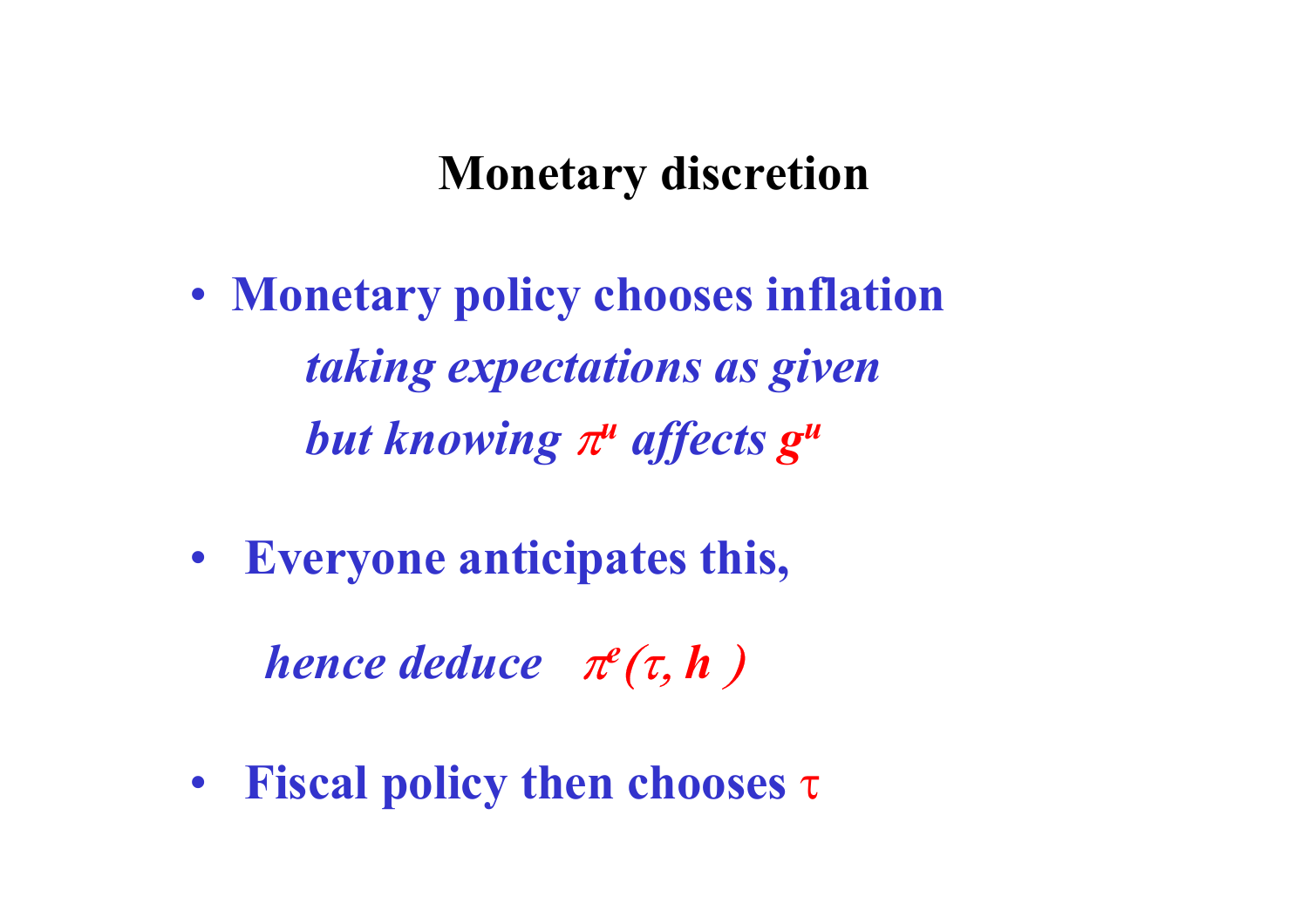# Monetary discretion

- **Monetary policy chooses inflation**

  ***taking expectations as given***

  ***but knowing $\pi^u$ affects $g^u$***

- **Everyone anticipates this,**

  ***hence deduce*** $\pi^e(\tau, h)$

- **Fiscal policy then chooses $\tau$**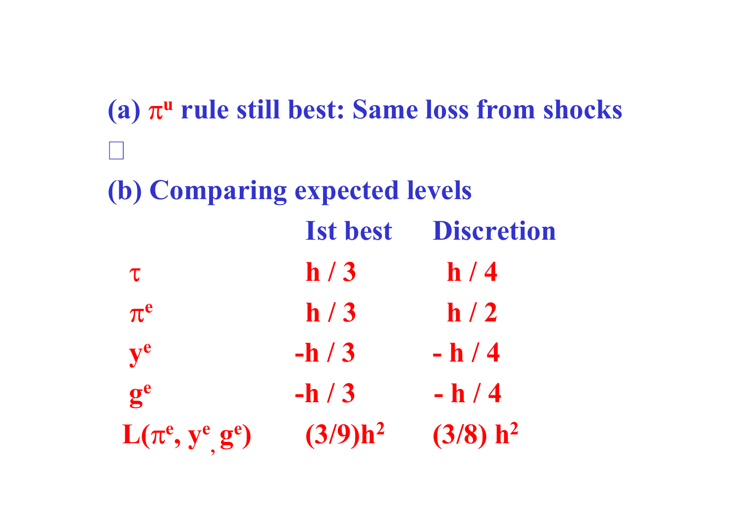(a) $\pi^u$ rule still best: Same loss from shocks

□

(b) Comparing expected levels

| | Ist best | Discretion |
|---|---|---|
| $\tau$ | $h / 3$ | $h / 4$ |
| $\pi^e$ | $h / 3$ | $h / 2$ |
| $y^e$ | $-h / 3$ | $- h / 4$ |
| $g^e$ | $-h / 3$ | $- h / 4$ |
| $L(\pi^e, y^e, g^e)$ | $(3/9)h^2$ | $(3/8) h^2$ |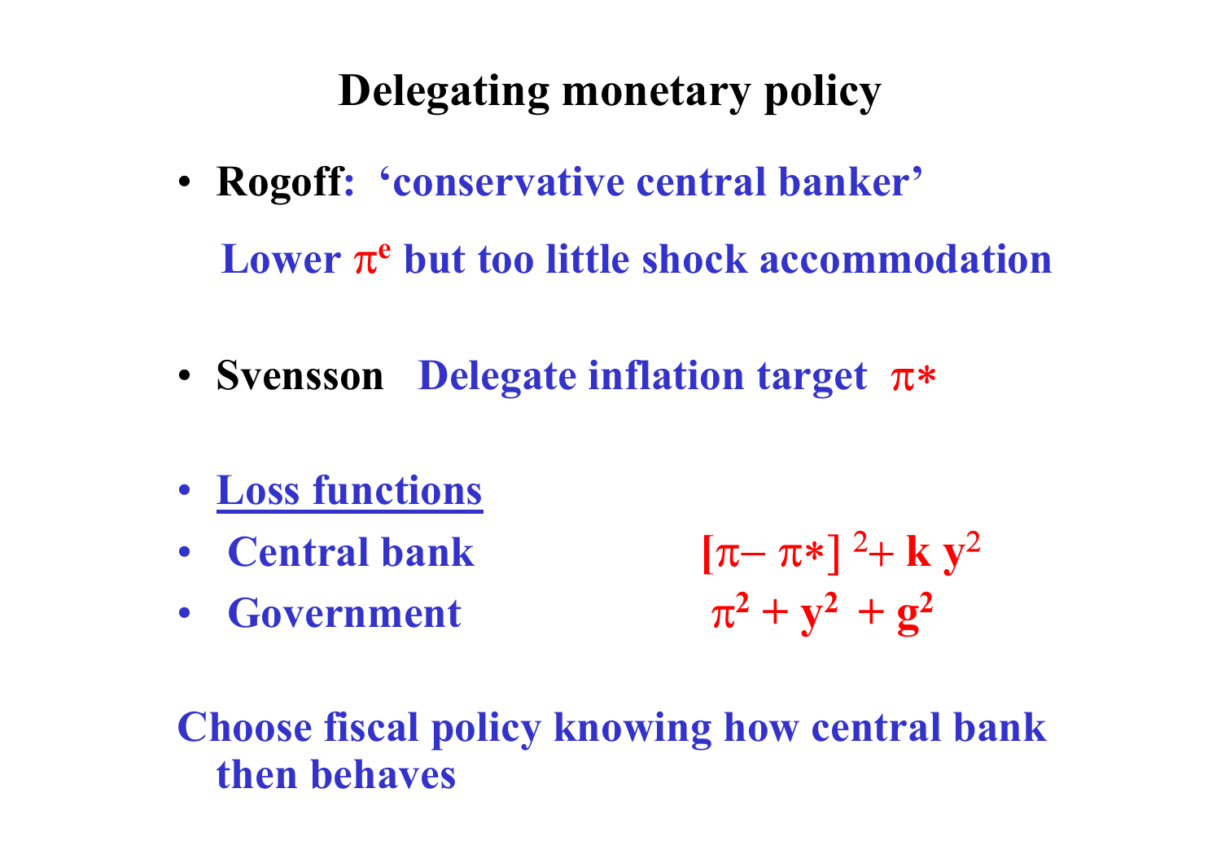# Delegating monetary policy

- **Rogoff: 'conservative central banker'**

  **Lower $\pi^e$ but too little shock accommodation**

- **Svensson Delegate inflation target $\pi^*$**

- **Loss functions**
- **Central bank** $[\pi - \pi^*]^2 + k\, y^2$
- **Government** $\pi^2 + y^2 + g^2$

**Choose fiscal policy knowing how central bank then behaves**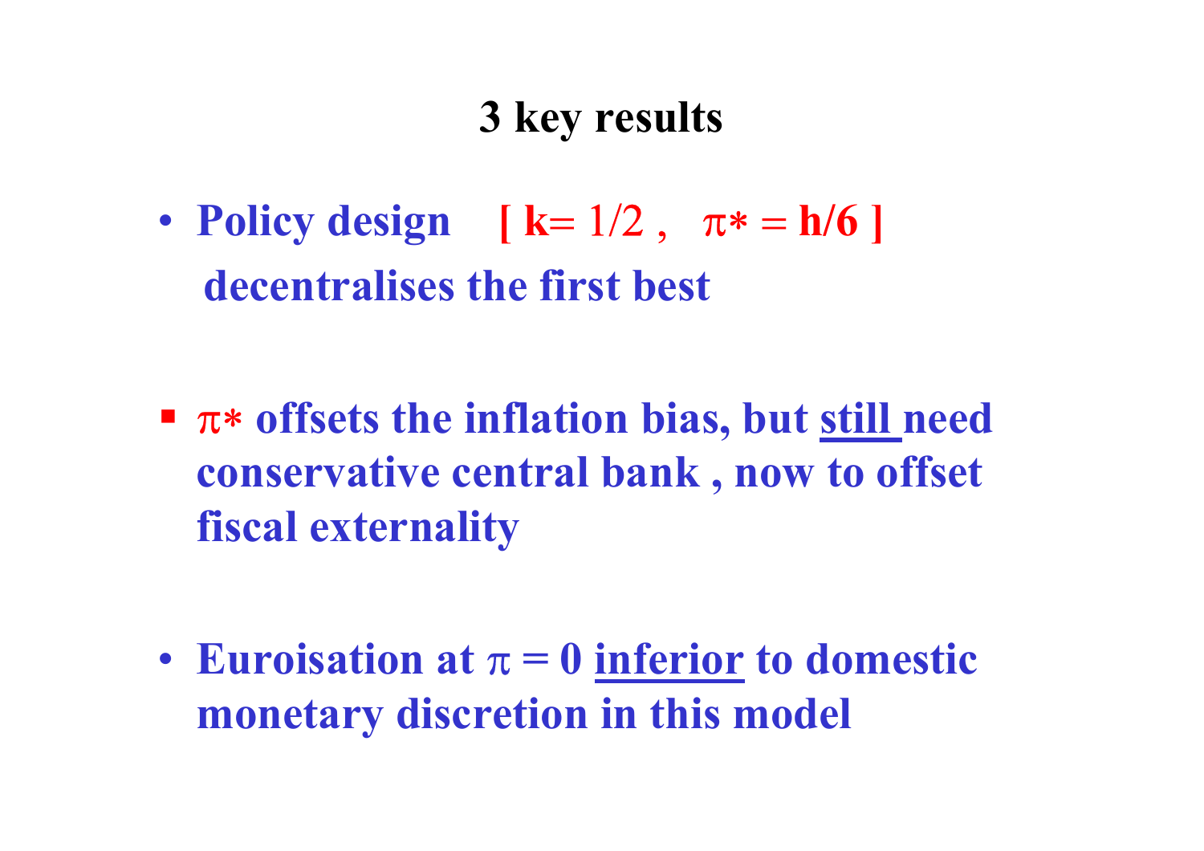# 3 key results

- **Policy design [ $k = 1/2$ , $\pi^* = h/6$ ] decentralises the first best**
  - **$\pi^*$ offsets the inflation bias, but still need conservative central bank , now to offset fiscal externality**
- **Euroisation at $\pi = 0$ inferior to domestic monetary discretion in this model**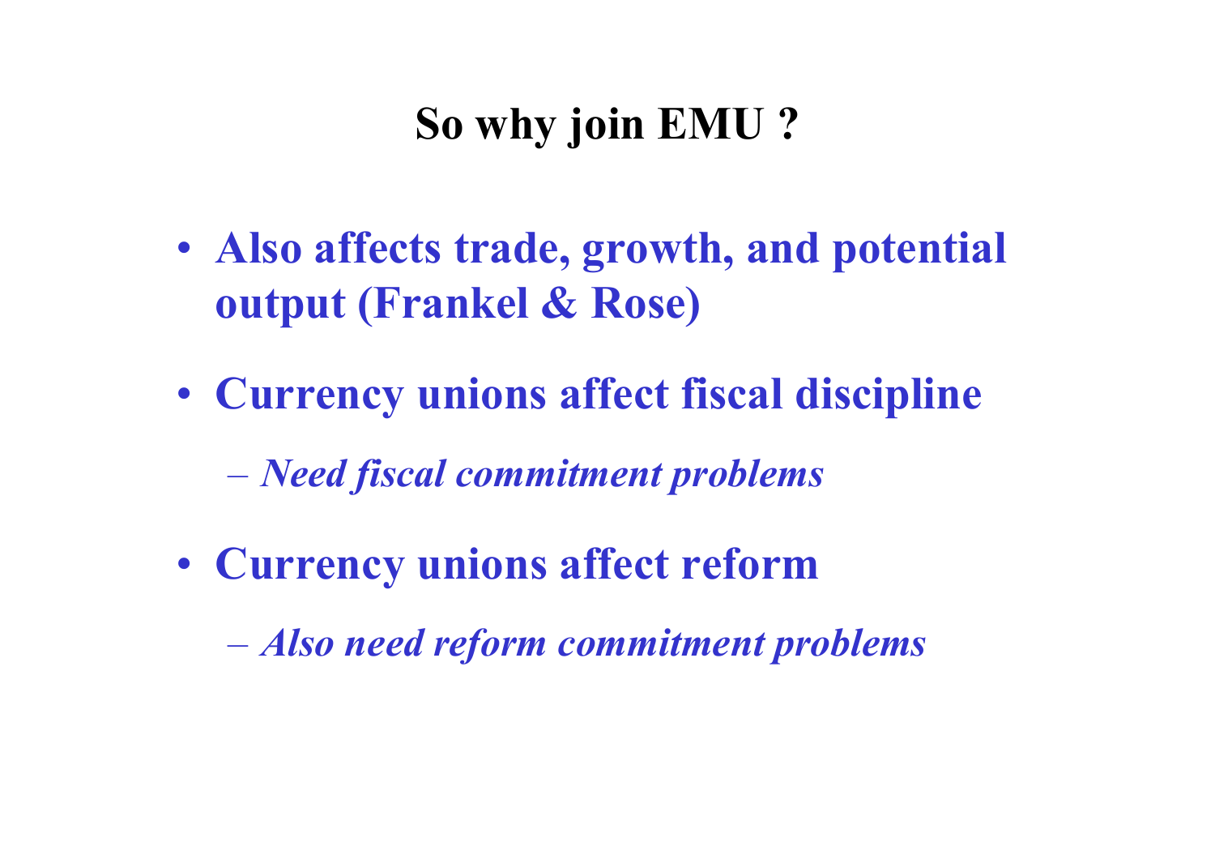# So why join EMU ?

- **Also affects trade, growth, and potential output (Frankel & Rose)**
- **Currency unions affect fiscal discipline**
  - ***Need fiscal commitment problems***
- **Currency unions affect reform**
  - ***Also need reform commitment problems***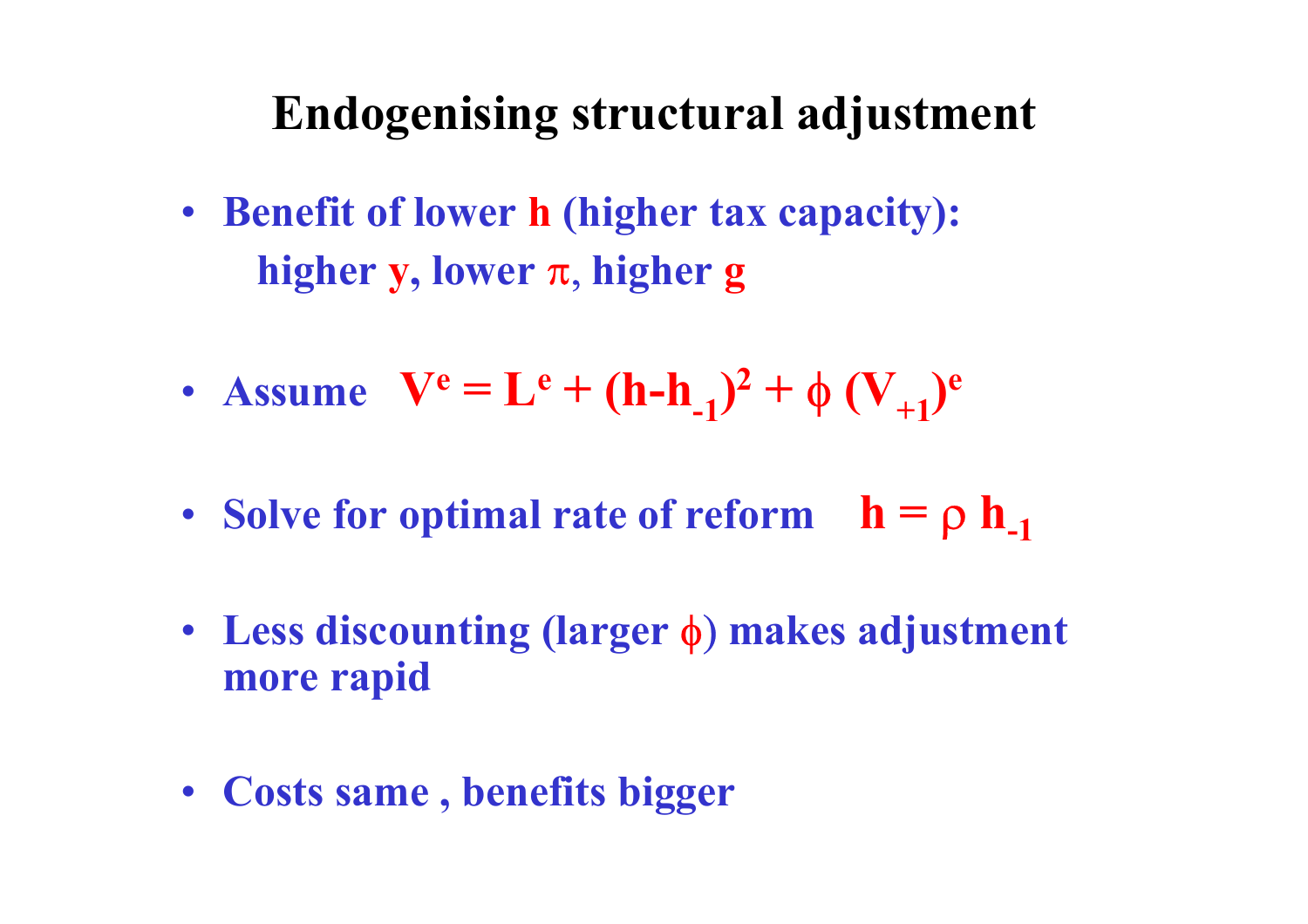# Endogenising structural adjustment

- Benefit of lower $h$ (higher tax capacity): higher $y$, lower $\pi$, higher $g$

- Assume $V^e = L^e + (h - h_{-1})^2 + \phi\,(V_{+1})^e$

- Solve for optimal rate of reform $h = \rho\, h_{-1}$

- Less discounting (larger $\phi$) makes adjustment more rapid

- Costs same , benefits bigger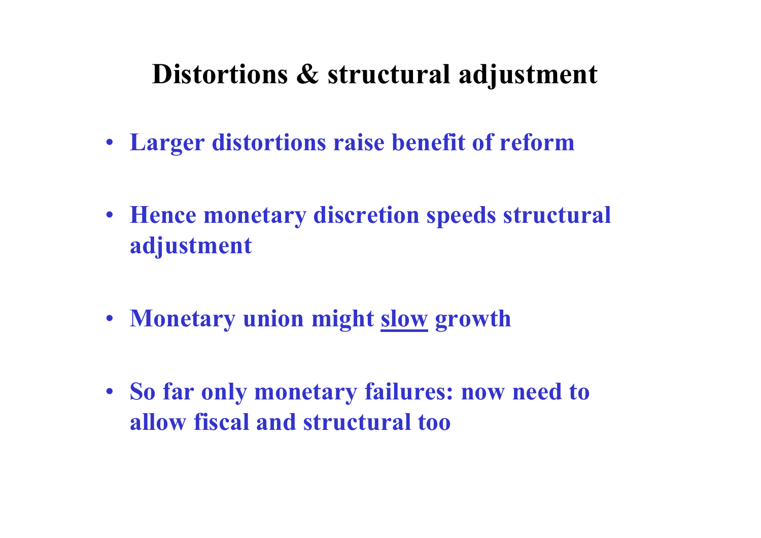# Distortions & structural adjustment

- **Larger distortions raise benefit of reform**
- **Hence monetary discretion speeds structural adjustment**
- **Monetary union might <u>slow</u> growth**
- **So far only monetary failures: now need to allow fiscal and structural too**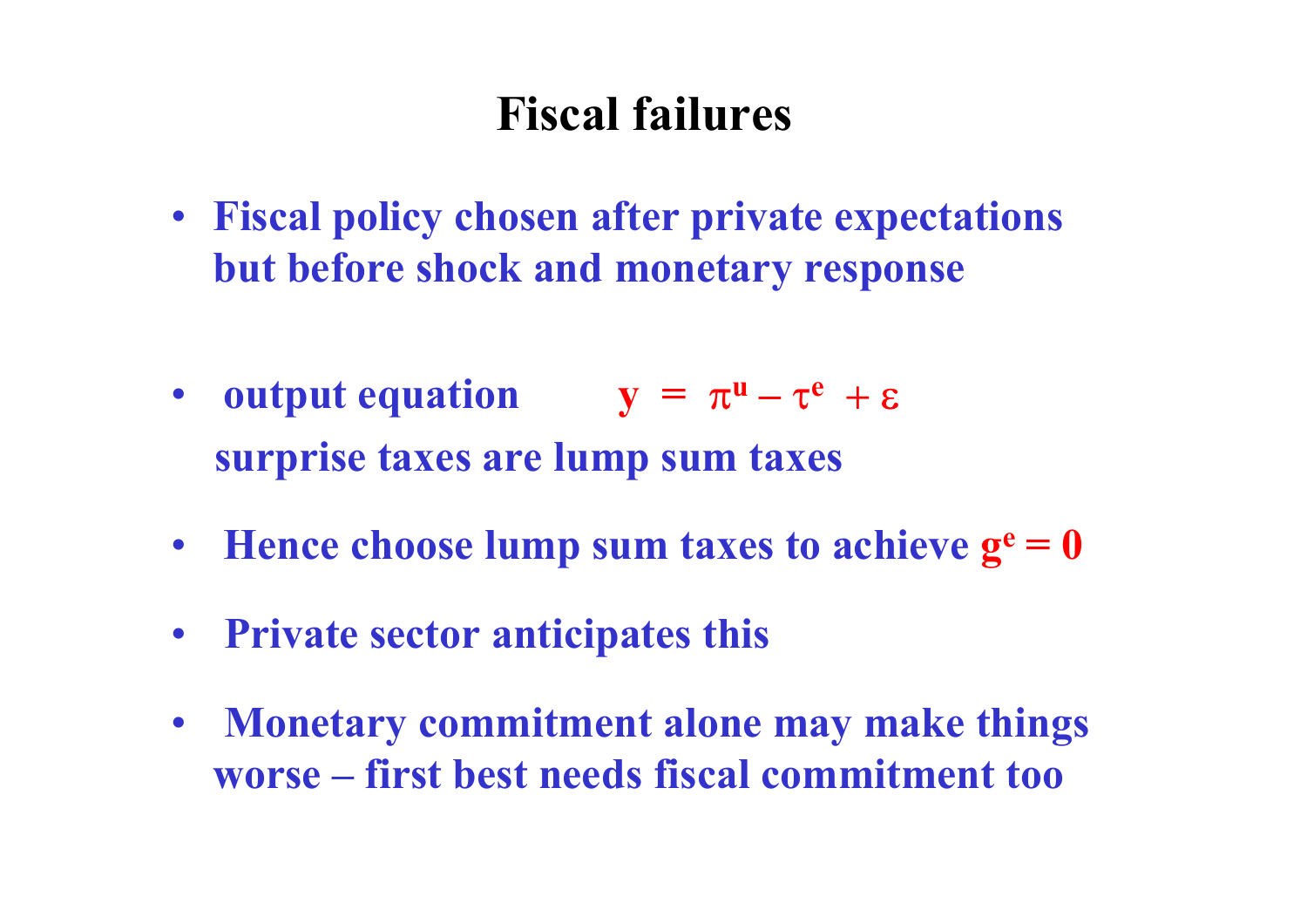# Fiscal failures

- **Fiscal policy chosen after private expectations but before shock and monetary response**

- **output equation** $y = \pi^u - \tau^e + \varepsilon$

  **surprise taxes are lump sum taxes**

- **Hence choose lump sum taxes to achieve** $g^e = 0$

- **Private sector anticipates this**

- **Monetary commitment alone may make things worse – first best needs fiscal commitment too**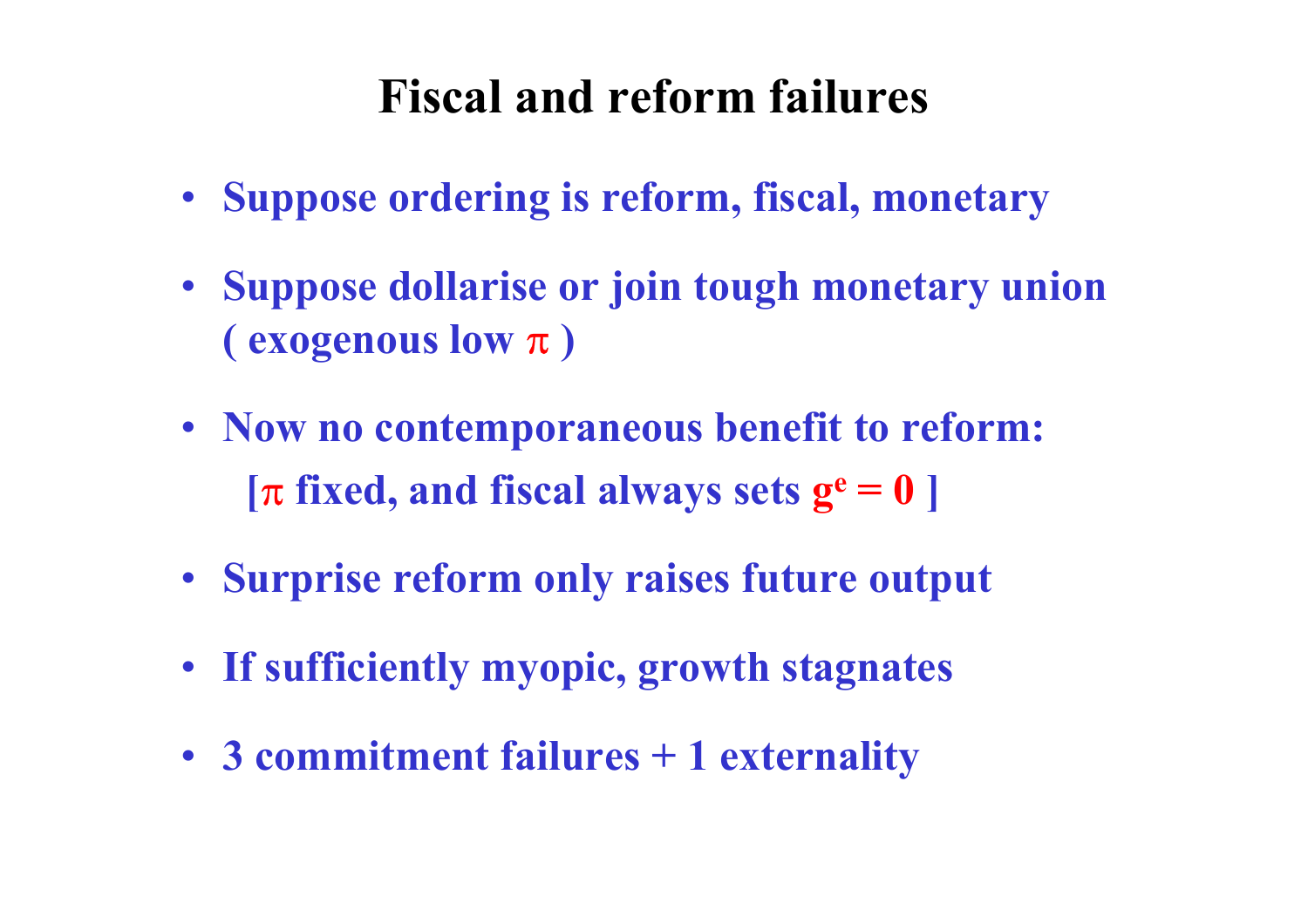# Fiscal and reform failures

- Suppose ordering is reform, fiscal, monetary
- Suppose dollarise or join tough monetary union ( exogenous low $\pi$ )
- Now no contemporaneous benefit to reform:
  [$\pi$ fixed, and fiscal always sets $g^e = 0$ ]
- Surprise reform only raises future output
- If sufficiently myopic, growth stagnates
- 3 commitment failures + 1 externality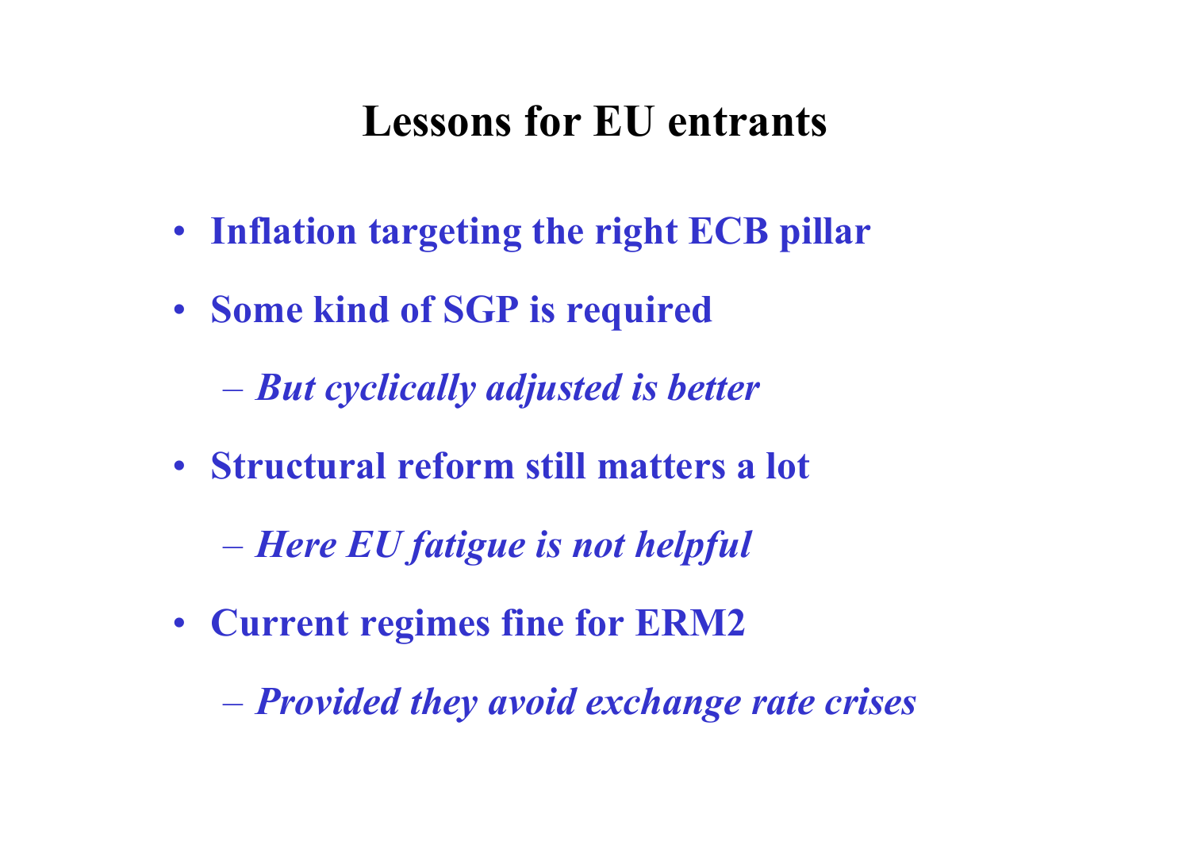# Lessons for EU entrants

- **Inflation targeting the right ECB pillar**
- **Some kind of SGP is required**
  - ***But cyclically adjusted is better***
- **Structural reform still matters a lot**
  - ***Here EU fatigue is not helpful***
- **Current regimes fine for ERM2**
  - ***Provided they avoid exchange rate crises***